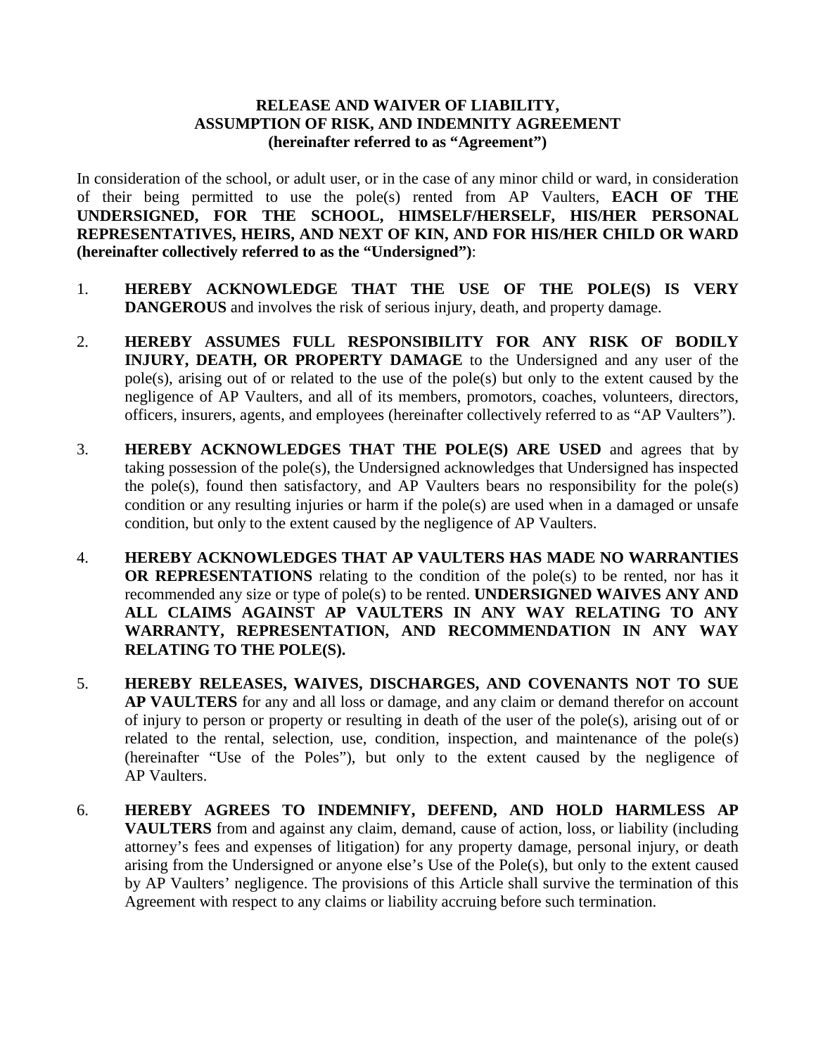**RELEASE AND WAIVER OF LIABILITY,**
**ASSUMPTION OF RISK, AND INDEMNITY AGREEMENT**
**(hereinafter referred to as "Agreement")**

In consideration of the school, or adult user, or in the case of any minor child or ward, in consideration of their being permitted to use the pole(s) rented from AP Vaulters, **EACH OF THE UNDERSIGNED, FOR THE SCHOOL, HIMSELF/HERSELF, HIS/HER PERSONAL REPRESENTATIVES, HEIRS, AND NEXT OF KIN, AND FOR HIS/HER CHILD OR WARD (hereinafter collectively referred to as the "Undersigned")**:

1. **HEREBY ACKNOWLEDGE THAT THE USE OF THE POLE(S) IS VERY DANGEROUS** and involves the risk of serious injury, death, and property damage.

2. **HEREBY ASSUMES FULL RESPONSIBILITY FOR ANY RISK OF BODILY INJURY, DEATH, OR PROPERTY DAMAGE** to the Undersigned and any user of the pole(s), arising out of or related to the use of the pole(s) but only to the extent caused by the negligence of AP Vaulters, and all of its members, promotors, coaches, volunteers, directors, officers, insurers, agents, and employees (hereinafter collectively referred to as "AP Vaulters").

3. **HEREBY ACKNOWLEDGES THAT THE POLE(S) ARE USED** and agrees that by taking possession of the pole(s), the Undersigned acknowledges that Undersigned has inspected the pole(s), found then satisfactory, and AP Vaulters bears no responsibility for the pole(s) condition or any resulting injuries or harm if the pole(s) are used when in a damaged or unsafe condition, but only to the extent caused by the negligence of AP Vaulters.

4. **HEREBY ACKNOWLEDGES THAT AP VAULTERS HAS MADE NO WARRANTIES OR REPRESENTATIONS** relating to the condition of the pole(s) to be rented, nor has it recommended any size or type of pole(s) to be rented. **UNDERSIGNED WAIVES ANY AND ALL CLAIMS AGAINST AP VAULTERS IN ANY WAY RELATING TO ANY WARRANTY, REPRESENTATION, AND RECOMMENDATION IN ANY WAY RELATING TO THE POLE(S).**

5. **HEREBY RELEASES, WAIVES, DISCHARGES, AND COVENANTS NOT TO SUE AP VAULTERS** for any and all loss or damage, and any claim or demand therefor on account of injury to person or property or resulting in death of the user of the pole(s), arising out of or related to the rental, selection, use, condition, inspection, and maintenance of the pole(s) (hereinafter "Use of the Poles"), but only to the extent caused by the negligence of AP Vaulters.

6. **HEREBY AGREES TO INDEMNIFY, DEFEND, AND HOLD HARMLESS AP VAULTERS** from and against any claim, demand, cause of action, loss, or liability (including attorney's fees and expenses of litigation) for any property damage, personal injury, or death arising from the Undersigned or anyone else's Use of the Pole(s), but only to the extent caused by AP Vaulters' negligence. The provisions of this Article shall survive the termination of this Agreement with respect to any claims or liability accruing before such termination.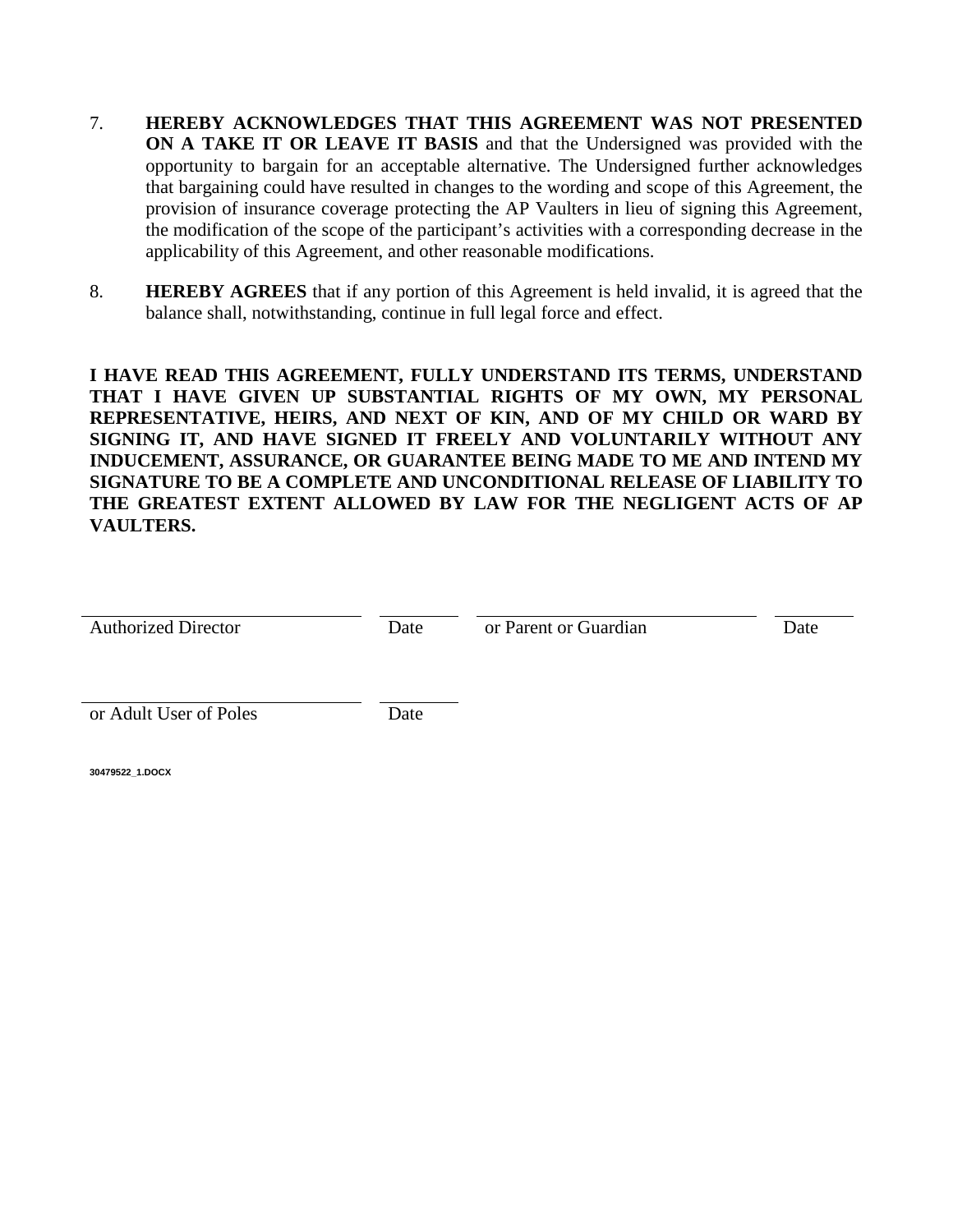7. **HEREBY ACKNOWLEDGES THAT THIS AGREEMENT WAS NOT PRESENTED ON A TAKE IT OR LEAVE IT BASIS** and that the Undersigned was provided with the opportunity to bargain for an acceptable alternative. The Undersigned further acknowledges that bargaining could have resulted in changes to the wording and scope of this Agreement, the provision of insurance coverage protecting the AP Vaulters in lieu of signing this Agreement, the modification of the scope of the participant's activities with a corresponding decrease in the applicability of this Agreement, and other reasonable modifications.

8. **HEREBY AGREES** that if any portion of this Agreement is held invalid, it is agreed that the balance shall, notwithstanding, continue in full legal force and effect.

**I HAVE READ THIS AGREEMENT, FULLY UNDERSTAND ITS TERMS, UNDERSTAND THAT I HAVE GIVEN UP SUBSTANTIAL RIGHTS OF MY OWN, MY PERSONAL REPRESENTATIVE, HEIRS, AND NEXT OF KIN, AND OF MY CHILD OR WARD BY SIGNING IT, AND HAVE SIGNED IT FREELY AND VOLUNTARILY WITHOUT ANY INDUCEMENT, ASSURANCE, OR GUARANTEE BEING MADE TO ME AND INTEND MY SIGNATURE TO BE A COMPLETE AND UNCONDITIONAL RELEASE OF LIABILITY TO THE GREATEST EXTENT ALLOWED BY LAW FOR THE NEGLIGENT ACTS OF AP VAULTERS.**

\_\_\_\_\_\_\_\_\_\_\_\_\_\_\_\_\_\_\_\_\_\_\_\_\_\_ \_\_\_\_\_\_\_\_ \_\_\_\_\_\_\_\_\_\_\_\_\_\_\_\_\_\_\_\_\_\_\_\_\_\_ \_\_\_\_\_\_\_\_

Authorized Director Date or Parent or Guardian Date

\_\_\_\_\_\_\_\_\_\_\_\_\_\_\_\_\_\_\_\_\_\_\_\_\_\_ \_\_\_\_\_\_\_\_

or Adult User of Poles Date

30479522_1.DOCX